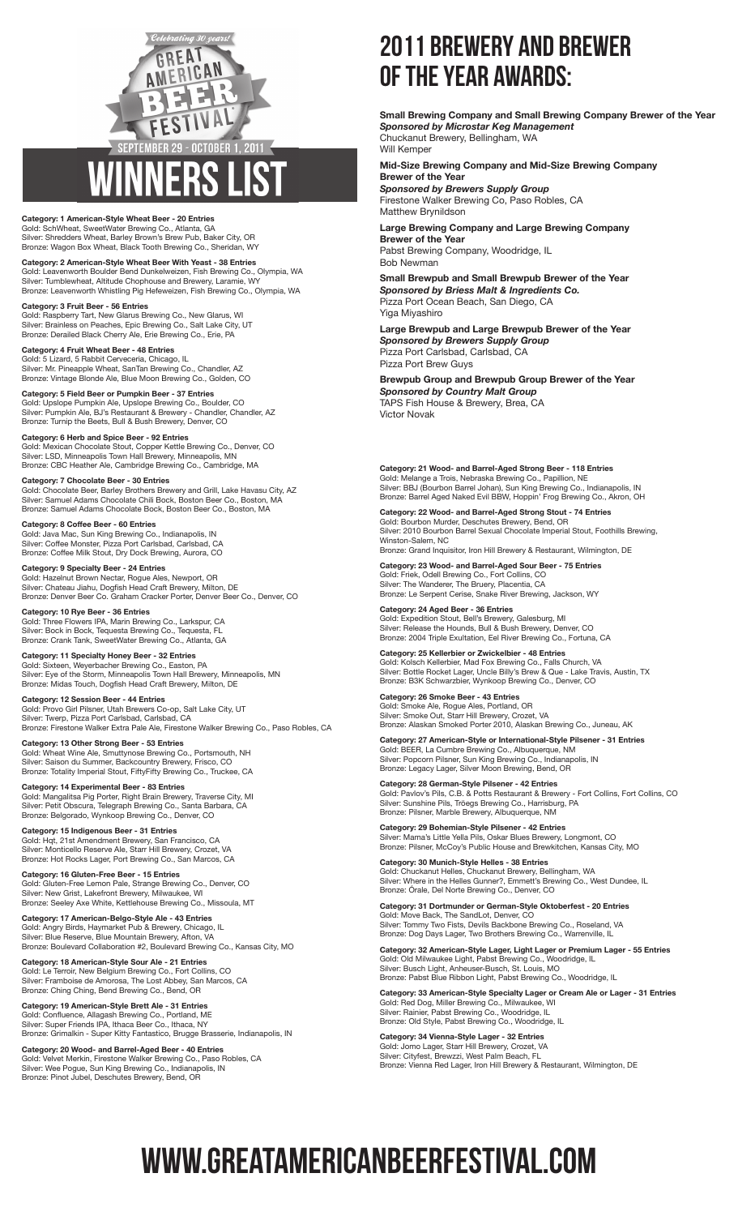# Celebrating 30 years! Great American Beer Festival

## September 29 - October 1, 2011

# Winners List

**Category: 1 American-Style Wheat Beer - 20 Entries**
Gold: SchWheat, SweetWater Brewing Co., Atlanta, GA
Silver: Shredders Wheat, Barley Brown's Brew Pub, Baker City, OR
Bronze: Wagon Box Wheat, Black Tooth Brewing Co., Sheridan, WY

**Category: 2 American-Style Wheat Beer With Yeast - 38 Entries**
Gold: Leavenworth Boulder Bend Dunkelweizen, Fish Brewing Co., Olympia, WA
Silver: Tumblewheat, Altitude Chophouse and Brewery, Laramie, WY
Bronze: Leavenworth Whistling Pig Hefeweizen, Fish Brewing Co., Olympia, WA

**Category: 3 Fruit Beer - 56 Entries**
Gold: Raspberry Tart, New Glarus Brewing Co., New Glarus, WI
Silver: Brainless on Peaches, Epic Brewing Co., Salt Lake City, UT
Bronze: Derailed Black Cherry Ale, Erie Brewing Co., Erie, PA

**Category: 4 Fruit Wheat Beer - 48 Entries**
Gold: 5 Lizard, 5 Rabbit Cerveceria, Chicago, IL
Silver: Mr. Pineapple Wheat, SanTan Brewing Co., Chandler, AZ
Bronze: Vintage Blonde Ale, Blue Moon Brewing Co., Golden, CO

**Category: 5 Field Beer or Pumpkin Beer - 37 Entries**
Gold: Upslope Pumpkin Ale, Upslope Brewing Co., Boulder, CO
Silver: Pumpkin Ale, BJ's Restaurant & Brewery - Chandler, Chandler, AZ
Bronze: Turnip the Beets, Bull & Bush Brewery, Denver, CO

**Category: 6 Herb and Spice Beer - 92 Entries**
Gold: Mexican Chocolate Stout, Copper Kettle Brewing Co., Denver, CO
Silver: LSD, Minneapolis Town Hall Brewery, Minneapolis, MN
Bronze: CBC Heather Ale, Cambridge Brewing Co., Cambridge, MA

**Category: 7 Chocolate Beer - 30 Entries**
Gold: Chocolate Beer, Barley Brothers Brewery and Grill, Lake Havasu City, AZ
Silver: Samuel Adams Chocolate Chili Bock, Boston Beer Co., Boston, MA
Bronze: Samuel Adams Chocolate Bock, Boston Beer Co., Boston, MA

**Category: 8 Coffee Beer - 60 Entries**
Gold: Java Mac, Sun King Brewing Co., Indianapolis, IN
Silver: Coffee Monster, Pizza Port Carlsbad, Carlsbad, CA
Bronze: Coffee Milk Stout, Dry Dock Brewing, Aurora, CO

**Category: 9 Specialty Beer - 24 Entries**
Gold: Hazelnut Brown Nectar, Rogue Ales, Newport, OR
Silver: Chateau Jiahu, Dogfish Head Craft Brewery, Milton, DE
Bronze: Denver Beer Co. Graham Cracker Porter, Denver Beer Co., Denver, CO

**Category: 10 Rye Beer - 36 Entries**
Gold: Three Flowers IPA, Marin Brewing Co., Larkspur, CA
Silver: Bock in Bock, Tequesta Brewing Co., Tequesta, FL
Bronze: Crank Tank, SweetWater Brewing Co., Atlanta, GA

**Category: 11 Specialty Honey Beer - 32 Entries**
Gold: Sixteen, Weyerbacher Brewing Co., Easton, PA
Silver: Eye of the Storm, Minneapolis Town Hall Brewery, Minneapolis, MN
Bronze: Midas Touch, Dogfish Head Craft Brewery, Milton, DE

**Category: 12 Session Beer - 44 Entries**
Gold: Provo Girl Pilsner, Utah Brewers Co-op, Salt Lake City, UT
Silver: Twerp, Pizza Port Carlsbad, Carlsbad, CA
Bronze: Firestone Walker Extra Pale Ale, Firestone Walker Brewing Co., Paso Robles, CA

**Category: 13 Other Strong Beer - 53 Entries**
Gold: Wheat Wine Ale, Smuttynose Brewing Co., Portsmouth, NH
Silver: Saison du Summer, Backcountry Brewery, Frisco, CO
Bronze: Totality Imperial Stout, FiftyFifty Brewing Co., Truckee, CA

**Category: 14 Experimental Beer - 83 Entries**
Gold: Mangalitsa Pig Porter, Right Brain Brewery, Traverse City, MI
Silver: Petit Obscura, Telegraph Brewing Co., Santa Barbara, CA
Bronze: Belgorado, Wynkoop Brewing Co., Denver, CO

**Category: 15 Indigenous Beer - 31 Entries**
Gold: Hqt, 21st Amendment Brewery, San Francisco, CA
Silver: Monticello Reserve Ale, Starr Hill Brewery, Crozet, VA
Bronze: Hot Rocks Lager, Port Brewing Co., San Marcos, CA

**Category: 16 Gluten-Free Beer - 15 Entries**
Gold: Gluten-Free Lemon Pale, Strange Brewing Co., Denver, CO
Silver: New Grist, Lakefront Brewery, Milwaukee, WI
Bronze: Seeley Axe White, Kettlehouse Brewing Co., Missoula, MT

**Category: 17 American-Belgo-Style Ale - 43 Entries**
Gold: Angry Birds, Haymarket Pub & Brewery, Chicago, IL
Silver: Blue Reserve, Blue Mountain Brewery, Afton, VA
Bronze: Boulevard Collaboration #2, Boulevard Brewing Co., Kansas City, MO

**Category: 18 American-Style Sour Ale - 21 Entries**
Gold: Le Terroir, New Belgium Brewing Co., Fort Collins, CO
Silver: Framboise de Amorosa, The Lost Abbey, San Marcos, CA
Bronze: Ching Ching, Bend Brewing Co., Bend, OR

**Category: 19 American-Style Brett Ale - 31 Entries**
Gold: Confluence, Allagash Brewing Co., Portland, ME
Silver: Super Friends IPA, Ithaca Beer Co., Ithaca, NY
Bronze: Grimalkin - Super Kitty Fantastico, Brugge Brasserie, Indianapolis, IN

**Category: 20 Wood- and Barrel-Aged Beer - 40 Entries**
Gold: Velvet Merkin, Firestone Walker Brewing Co., Paso Robles, CA
Silver: Wee Pogue, Sun King Brewing Co., Indianapolis, IN
Bronze: Pinot Jubel, Deschutes Brewery, Bend, OR

# 2011 Brewery and Brewer of the Year Awards:

**Small Brewing Company and Small Brewing Company Brewer of the Year**
***Sponsored by Microstar Keg Management***
Chuckanut Brewery, Bellingham, WA
Will Kemper

**Mid-Size Brewing Company and Mid-Size Brewing Company Brewer of the Year**
***Sponsored by Brewers Supply Group***
Firestone Walker Brewing Co, Paso Robles, CA
Matthew Brynildson

**Large Brewing Company and Large Brewing Company Brewer of the Year**
Pabst Brewing Company, Woodridge, IL
Bob Newman

**Small Brewpub and Small Brewpub Brewer of the Year**
***Sponsored by Briess Malt & Ingredients Co.***
Pizza Port Ocean Beach, San Diego, CA
Yiga Miyashiro

**Large Brewpub and Large Brewpub Brewer of the Year**
***Sponsored by Brewers Supply Group***
Pizza Port Carlsbad, Carlsbad, CA
Pizza Port Brew Guys

**Brewpub Group and Brewpub Group Brewer of the Year**
***Sponsored by Country Malt Group***
TAPS Fish House & Brewery, Brea, CA
Victor Novak

**Category: 21 Wood- and Barrel-Aged Strong Beer - 118 Entries**
Gold: Melange a Trois, Nebraska Brewing Co., Papillion, NE
Silver: BBJ (Bourbon Barrel Johan), Sun King Brewing Co., Indianapolis, IN
Bronze: Barrel Aged Naked Evil BBW, Hoppin' Frog Brewing Co., Akron, OH

**Category: 22 Wood- and Barrel-Aged Strong Stout - 74 Entries**
Gold: Bourbon Murder, Deschutes Brewery, Bend, OR
Silver: 2010 Bourbon Barrel Sexual Chocolate Imperial Stout, Foothills Brewing, Winston-Salem, NC
Bronze: Grand Inquisitor, Iron Hill Brewery & Restaurant, Wilmington, DE

**Category: 23 Wood- and Barrel-Aged Sour Beer - 75 Entries**
Gold: Friek, Odell Brewing Co., Fort Collins, CO
Silver: The Wanderer, The Bruery, Placentia, CA
Bronze: Le Serpent Cerise, Snake River Brewing, Jackson, WY

**Category: 24 Aged Beer - 36 Entries**
Gold: Expedition Stout, Bell's Brewery, Galesburg, MI
Silver: Release the Hounds, Bull & Bush Brewery, Denver, CO
Bronze: 2004 Triple Exultation, Eel River Brewing Co., Fortuna, CA

**Category: 25 Kellerbier or Zwickelbier - 48 Entries**
Gold: Kolsch Kellerbier, Mad Fox Brewing Co., Falls Church, VA
Silver: Bottle Rocket Lager, Uncle Billy's Brew & Que - Lake Travis, Austin, TX
Bronze: B3K Schwarzbier, Wynkoop Brewing Co., Denver, CO

**Category: 26 Smoke Beer - 43 Entries**
Gold: Smoke Ale, Rogue Ales, Portland, OR
Silver: Smoke Out, Starr Hill Brewery, Crozet, VA
Bronze: Alaskan Smoked Porter 2010, Alaskan Brewing Co., Juneau, AK

**Category: 27 American-Style or International-Style Pilsener - 31 Entries**
Gold: BEER, La Cumbre Brewing Co., Albuquerque, NM
Silver: Popcorn Pilsner, Sun King Brewing Co., Indianapolis, IN
Bronze: Legacy Lager, Silver Moon Brewing, Bend, OR

**Category: 28 German-Style Pilsener - 42 Entries**
Gold: Pavlov's Pils, C.B. & Potts Restaurant & Brewery - Fort Collins, Fort Collins, CO
Silver: Sunshine Pils, Tröegs Brewing Co., Harrisburg, PA
Bronze: Pilsner, Marble Brewery, Albuquerque, NM

**Category: 29 Bohemian-Style Pilsener - 42 Entries**
Silver: Mama's Little Yella Pils, Oskar Blues Brewery, Longmont, CO
Bronze: Pilsner, McCoy's Public House and Brewkitchen, Kansas City, MO

**Category: 30 Munich-Style Helles - 38 Entries**
Gold: Chuckanut Helles, Chuckanut Brewery, Bellingham, WA
Silver: Where in the Helles Gunner?, Emmett's Brewing Co., West Dundee, IL
Bronze: Órale, Del Norte Brewing Co., Denver, CO

**Category: 31 Dortmunder or German-Style Oktoberfest - 20 Entries**
Gold: Move Back, The SandLot, Denver, CO
Silver: Tommy Two Fists, Devils Backbone Brewing Co., Roseland, VA
Bronze: Dog Days Lager, Two Brothers Brewing Co., Warrenville, IL

**Category: 32 American-Style Lager, Light Lager or Premium Lager - 55 Entries**
Gold: Old Milwaukee Light, Pabst Brewing Co., Woodridge, IL
Silver: Busch Light, Anheuser-Busch, St. Louis, MO
Bronze: Pabst Blue Ribbon Light, Pabst Brewing Co., Woodridge, IL

**Category: 33 American-Style Specialty Lager or Cream Ale or Lager - 31 Entries**
Gold: Red Dog, Miller Brewing Co., Milwaukee, WI
Silver: Rainier, Pabst Brewing Co., Woodridge, IL
Bronze: Old Style, Pabst Brewing Co., Woodridge, IL

**Category: 34 Vienna-Style Lager - 32 Entries**
Gold: Jomo Lager, Starr Hill Brewery, Crozet, VA
Silver: Cityfest, Brewzzi, West Palm Beach, FL
Bronze: Vienna Red Lager, Iron Hill Brewery & Restaurant, Wilmington, DE

# www.greatamericanbeerfestival.com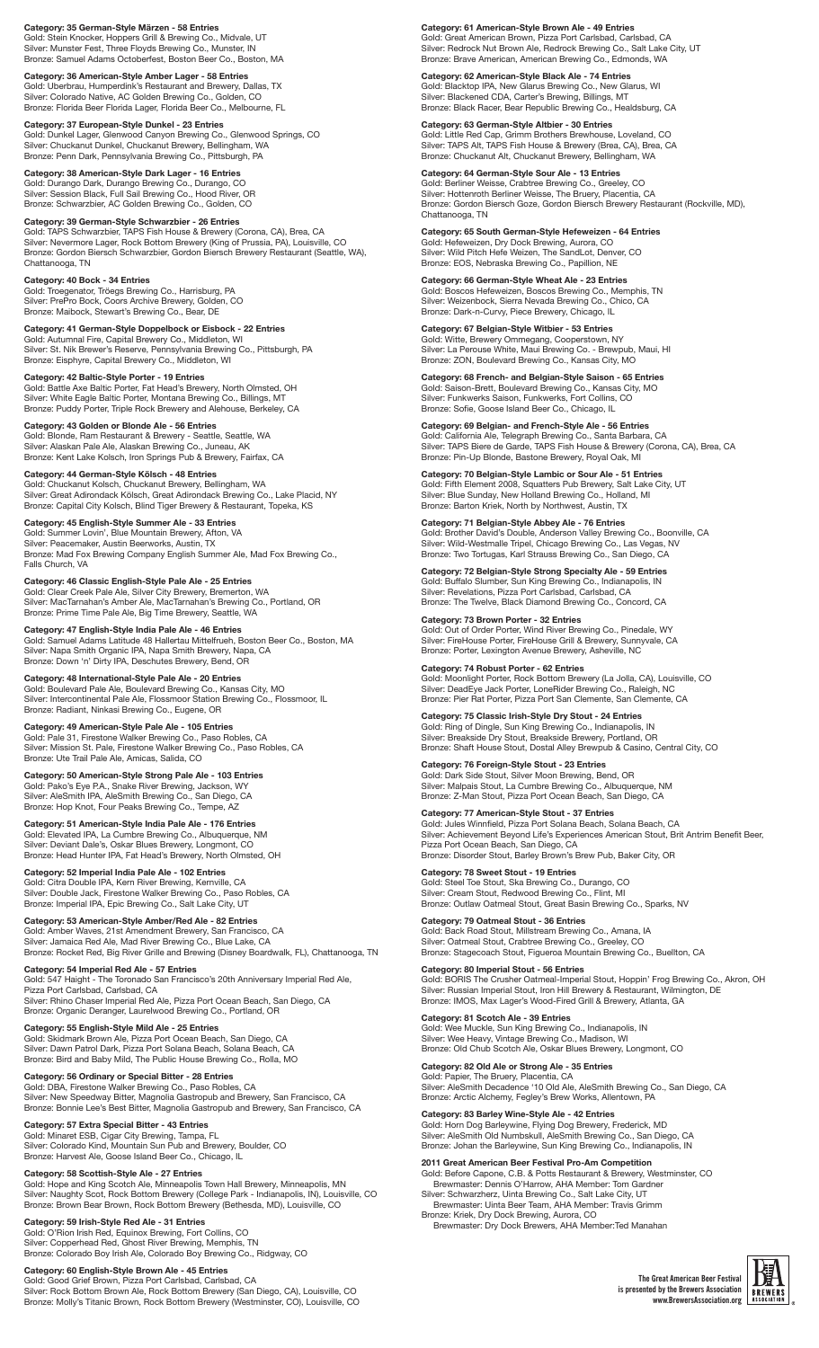**Category: 35 German-Style Märzen - 58 Entries**
Gold: Stein Knocker, Hoppers Grill & Brewing Co., Midvale, UT
Silver: Munster Fest, Three Floyds Brewing Co., Munster, IN
Bronze: Samuel Adams Octoberfest, Boston Beer Co., Boston, MA

**Category: 36 American-Style Amber Lager - 58 Entries**
Gold: Uberbrau, Humperdink's Restaurant and Brewery, Dallas, TX
Silver: Colorado Native, AC Golden Brewing Co., Golden, CO
Bronze: Florida Beer Florida Lager, Florida Beer Co., Melbourne, FL

**Category: 37 European-Style Dunkel - 23 Entries**
Gold: Dunkel Lager, Glenwood Canyon Brewing Co., Glenwood Springs, CO
Silver: Chuckanut Dunkel, Chuckanut Brewery, Bellingham, WA
Bronze: Penn Dark, Pennsylvania Brewing Co., Pittsburgh, PA

**Category: 38 American-Style Dark Lager - 16 Entries**
Gold: Durango Dark, Durango Brewing Co., Durango, CO
Silver: Session Black, Full Sail Brewing Co., Hood River, OR
Bronze: Schwarzbier, AC Golden Brewing Co., Golden, CO

**Category: 39 German-Style Schwarzbier - 26 Entries**
Gold: TAPS Schwarzbier, TAPS Fish House & Brewery (Corona, CA), Brea, CA
Silver: Nevermore Lager, Rock Bottom Brewery (King of Prussia, PA), Louisville, CO
Bronze: Gordon Biersch Schwarzbier, Gordon Biersch Brewery Restaurant (Seattle, WA), Chattanooga, TN

**Category: 40 Bock - 34 Entries**
Gold: Troegenator, Tröegs Brewing Co., Harrisburg, PA
Silver: PrePro Bock, Coors Archive Brewery, Golden, CO
Bronze: Maibock, Stewart's Brewing Co., Bear, DE

**Category: 41 German-Style Doppelbock or Eisbock - 22 Entries**
Gold: Autumnal Fire, Capital Brewery Co., Middleton, WI
Silver: St. Nik Brewer's Reserve, Pennsylvania Brewing Co., Pittsburgh, PA
Bronze: Eisphyre, Capital Brewery Co., Middleton, WI

**Category: 42 Baltic-Style Porter - 19 Entries**
Gold: Battle Axe Baltic Porter, Fat Head's Brewery, North Olmsted, OH
Silver: White Eagle Baltic Porter, Montana Brewing Co., Billings, MT
Bronze: Puddy Porter, Triple Rock Brewery and Alehouse, Berkeley, CA

**Category: 43 Golden or Blonde Ale - 56 Entries**
Gold: Blonde, Ram Restaurant & Brewery - Seattle, Seattle, WA
Silver: Alaskan Pale Ale, Alaskan Brewing Co., Juneau, AK
Bronze: Kent Lake Kolsch, Iron Springs Pub & Brewery, Fairfax, CA

**Category: 44 German-Style Kölsch - 48 Entries**
Gold: Chuckanut Kolsch, Chuckanut Brewery, Bellingham, WA
Silver: Great Adirondack Kölsch, Great Adirondack Brewing Co., Lake Placid, NY
Bronze: Capital City Kolsch, Blind Tiger Brewery & Restaurant, Topeka, KS

**Category: 45 English-Style Summer Ale - 33 Entries**
Gold: Summer Lovin', Blue Mountain Brewery, Afton, VA
Silver: Peacemaker, Austin Beerworks, Austin, TX
Bronze: Mad Fox Brewing Company English Summer Ale, Mad Fox Brewing Co., Falls Church, VA

**Category: 46 Classic English-Style Pale Ale - 25 Entries**
Gold: Clear Creek Pale Ale, Silver City Brewery, Bremerton, WA
Silver: MacTarnahan's Amber Ale, MacTarnahan's Brewing Co., Portland, OR
Bronze: Prime Time Pale Ale, Big Time Brewery, Seattle, WA

**Category: 47 English-Style India Pale Ale - 46 Entries**
Gold: Samuel Adams Latitude 48 Hallertau Mittelfrueh, Boston Beer Co., Boston, MA
Silver: Napa Smith Organic IPA, Napa Smith Brewery, Napa, CA
Bronze: Down 'n' Dirty IPA, Deschutes Brewery, Bend, OR

**Category: 48 International-Style Pale Ale - 20 Entries**
Gold: Boulevard Pale Ale, Boulevard Brewing Co., Kansas City, MO
Silver: Intercontinental Pale Ale, Flossmoor Station Brewing Co., Flossmoor, IL
Bronze: Radiant, Ninkasi Brewing Co., Eugene, OR

**Category: 49 American-Style Pale Ale - 105 Entries**
Gold: Pale 31, Firestone Walker Brewing Co., Paso Robles, CA
Silver: Mission St. Pale, Firestone Walker Brewing Co., Paso Robles, CA
Bronze: Ute Trail Pale Ale, Amicas, Salida, CO

**Category: 50 American-Style Strong Pale Ale - 103 Entries**
Gold: Pako's Eye P.A., Snake River Brewing, Jackson, WY
Silver: AleSmith IPA, AleSmith Brewing Co., San Diego, CA
Bronze: Hop Knot, Four Peaks Brewing Co., Tempe, AZ

**Category: 51 American-Style India Pale Ale - 176 Entries**
Gold: Elevated IPA, La Cumbre Brewing Co., Albuquerque, NM
Silver: Deviant Dale's, Oskar Blues Brewery, Longmont, CO
Bronze: Head Hunter IPA, Fat Head's Brewery, North Olmsted, OH

**Category: 52 Imperial India Pale Ale - 102 Entries**
Gold: Citra Double IPA, Kern River Brewing, Kernville, CA
Silver: Double Jack, Firestone Walker Brewing Co., Paso Robles, CA
Bronze: Imperial IPA, Epic Brewing Co., Salt Lake City, UT

**Category: 53 American-Style Amber/Red Ale - 82 Entries**
Gold: Amber Waves, 21st Amendment Brewery, San Francisco, CA
Silver: Jamaica Red Ale, Mad River Brewing Co., Blue Lake, CA
Bronze: Rocket Red, Big River Grille and Brewing (Disney Boardwalk, FL), Chattanooga, TN

**Category: 54 Imperial Red Ale - 57 Entries**
Gold: 547 Haight - The Toronado San Francisco's 20th Anniversary Imperial Red Ale, Pizza Port Carlsbad, Carlsbad, CA
Silver: Rhino Chaser Imperial Red Ale, Pizza Port Ocean Beach, San Diego, CA
Bronze: Organic Deranger, Laurelwood Brewing Co., Portland, OR

**Category: 55 English-Style Mild Ale - 25 Entries**
Gold: Skidmark Brown Ale, Pizza Port Ocean Beach, San Diego, CA
Silver: Dawn Patrol Dark, Pizza Port Solana Beach, Solana Beach, CA
Bronze: Bird and Baby Mild, The Public House Brewing Co., Rolla, MO

**Category: 56 Ordinary or Special Bitter - 28 Entries**
Gold: DBA, Firestone Walker Brewing Co., Paso Robles, CA
Silver: New Speedway Bitter, Magnolia Gastropub and Brewery, San Francisco, CA
Bronze: Bonnie Lee's Best Bitter, Magnolia Gastropub and Brewery, San Francisco, CA

**Category: 57 Extra Special Bitter - 43 Entries**
Gold: Minaret ESB, Cigar City Brewing, Tampa, FL
Silver: Colorado Kind, Mountain Sun Pub and Brewery, Boulder, CO
Bronze: Harvest Ale, Goose Island Beer Co., Chicago, IL

**Category: 58 Scottish-Style Ale - 27 Entries**
Gold: Hope and King Scotch Ale, Minneapolis Town Hall Brewery, Minneapolis, MN
Silver: Naughty Scot, Rock Bottom Brewery (College Park - Indianapolis, IN), Louisville, CO
Bronze: Brown Bear Brown, Rock Bottom Brewery (Bethesda, MD), Louisville, CO

**Category: 59 Irish-Style Red Ale - 31 Entries**
Gold: O'Rion Irish Red, Equinox Brewing, Fort Collins, CO
Silver: Copperhead Red, Ghost River Brewing, Memphis, TN
Bronze: Colorado Boy Irish Ale, Colorado Boy Brewing Co., Ridgway, CO

**Category: 60 English-Style Brown Ale - 45 Entries**
Gold: Good Grief Brown, Pizza Port Carlsbad, Carlsbad, CA
Silver: Rock Bottom Brown Ale, Rock Bottom Brewery (San Diego, CA), Louisville, CO
Bronze: Molly's Titanic Brown, Rock Bottom Brewery (Westminster, CO), Louisville, CO

**Category: 61 American-Style Brown Ale - 49 Entries**
Gold: Great American Brown, Pizza Port Carlsbad, Carlsbad, CA
Silver: Redrock Nut Brown Ale, Redrock Brewing Co., Salt Lake City, UT
Bronze: Brave American, American Brewing Co., Edmonds, WA

**Category: 62 American-Style Black Ale - 74 Entries**
Gold: Blacktop IPA, New Glarus Brewing Co., New Glarus, WI
Silver: Blackened CDA, Carter's Brewing, Billings, MT
Bronze: Black Racer, Bear Republic Brewing Co., Healdsburg, CA

**Category: 63 German-Style Altbier - 30 Entries**
Gold: Little Red Cap, Grimm Brothers Brewhouse, Loveland, CO
Silver: TAPS Alt, TAPS Fish House & Brewery (Brea, CA), Brea, CA
Bronze: Chuckanut Alt, Chuckanut Brewery, Bellingham, WA

**Category: 64 German-Style Sour Ale - 13 Entries**
Gold: Berliner Weisse, Crabtree Brewing Co., Greeley, CO
Silver: Hottenroth Berliner Weisse, The Bruery, Placentia, CA
Bronze: Gordon Biersch Goze, Gordon Biersch Brewery Restaurant (Rockville, MD), Chattanooga, TN

**Category: 65 South German-Style Hefeweizen - 64 Entries**
Gold: Hefeweizen, Dry Dock Brewing, Aurora, CO
Silver: Wild Pitch Hefe Weizen, The SandLot, Denver, CO
Bronze: EOS, Nebraska Brewing Co., Papillion, NE

**Category: 66 German-Style Wheat Ale - 23 Entries**
Gold: Boscos Hefeweizen, Boscos Brewing Co., Memphis, TN
Silver: Weizenbock, Sierra Nevada Brewing Co., Chico, CA
Bronze: Dark-n-Curvy, Piece Brewery, Chicago, IL

**Category: 67 Belgian-Style Witbier - 53 Entries**
Gold: Witte, Brewery Ommegang, Cooperstown, NY
Silver: La Perouse White, Maui Brewing Co. - Brewpub, Maui, HI
Bronze: ZON, Boulevard Brewing Co., Kansas City, MO

**Category: 68 French- and Belgian-Style Saison - 65 Entries**
Gold: Saison-Brett, Boulevard Brewing Co., Kansas City, MO
Silver: Funkwerks Saison, Funkwerks, Fort Collins, CO
Bronze: Sofie, Goose Island Beer Co., Chicago, IL

**Category: 69 Belgian- and French-Style Ale - 56 Entries**
Gold: California Ale, Telegraph Brewing Co., Santa Barbara, CA
Silver: TAPS Biere de Garde, TAPS Fish House & Brewery (Corona, CA), Brea, CA
Bronze: Pin-Up Blonde, Bastone Brewery, Royal Oak, MI

**Category: 70 Belgian-Style Lambic or Sour Ale - 51 Entries**
Gold: Fifth Element 2008, Squatters Pub Brewery, Salt Lake City, UT
Silver: Blue Sunday, New Holland Brewing Co., Holland, MI
Bronze: Barton Kriek, North by Northwest, Austin, TX

**Category: 71 Belgian-Style Abbey Ale - 76 Entries**
Gold: Brother David's Double, Anderson Valley Brewing Co., Boonville, CA
Silver: Wild-Westmalle Tripel, Chicago Brewing Co., Las Vegas, NV
Bronze: Two Tortugas, Karl Strauss Brewing Co., San Diego, CA

**Category: 72 Belgian-Style Strong Specialty Ale - 59 Entries**
Gold: Buffalo Slumber, Sun King Brewing Co., Indianapolis, IN
Silver: Revelations, Pizza Port Carlsbad, Carlsbad, CA
Bronze: The Twelve, Black Diamond Brewing Co., Concord, CA

**Category: 73 Brown Porter - 32 Entries**
Gold: Out of Order Porter, Wind River Brewing Co., Pinedale, WY
Silver: FireHouse Porter, FireHouse Grill & Brewery, Sunnyvale, CA
Bronze: Porter, Lexington Avenue Brewery, Asheville, NC

**Category: 74 Robust Porter - 62 Entries**
Gold: Moonlight Porter, Rock Bottom Brewery (La Jolla, CA), Louisville, CO
Silver: DeadEye Jack Porter, LoneRider Brewing Co., Raleigh, NC
Bronze: Pier Rat Porter, Pizza Port San Clemente, San Clemente, CA

**Category: 75 Classic Irish-Style Dry Stout - 24 Entries**
Gold: Ring of Dingle, Sun King Brewing Co., Indianapolis, IN
Silver: Breakside Dry Stout, Breakside Brewery, Portland, OR
Bronze: Shaft House Stout, Dostal Alley Brewpub & Casino, Central City, CO

**Category: 76 Foreign-Style Stout - 23 Entries**
Gold: Dark Side Stout, Silver Moon Brewing, Bend, OR
Silver: Malpais Stout, La Cumbre Brewing Co., Albuquerque, NM
Bronze: Z-Man Stout, Pizza Port Ocean Beach, San Diego, CA

**Category: 77 American-Style Stout - 37 Entries**
Gold: Jules Winnfield, Pizza Port Solana Beach, Solana Beach, CA
Silver: Achievement Beyond Life's Experiences American Stout, Brit Antrim Benefit Beer, Pizza Port Ocean Beach, San Diego, CA
Bronze: Disorder Stout, Barley Brown's Brew Pub, Baker City, OR

**Category: 78 Sweet Stout - 19 Entries**
Gold: Steel Toe Stout, Ska Brewing Co., Durango, CO
Silver: Cream Stout, Redwood Brewing Co., Flint, MI
Bronze: Outlaw Oatmeal Stout, Great Basin Brewing Co., Sparks, NV

**Category: 79 Oatmeal Stout - 36 Entries**
Gold: Back Road Stout, Millstream Brewing Co., Amana, IA
Silver: Oatmeal Stout, Crabtree Brewing Co., Greeley, CO
Bronze: Stagecoach Stout, Figueroa Mountain Brewing Co., Buellton, CA

**Category: 80 Imperial Stout - 56 Entries**
Gold: BORIS The Crusher Oatmeal-Imperial Stout, Hoppin' Frog Brewing Co., Akron, OH
Silver: Russian Imperial Stout, Iron Hill Brewery & Restaurant, Wilmington, DE
Bronze: IMOS, Max Lager's Wood-Fired Grill & Brewery, Atlanta, GA

**Category: 81 Scotch Ale - 39 Entries**
Gold: Wee Muckle, Sun King Brewing Co., Indianapolis, IN
Silver: Wee Heavy, Vintage Brewing Co., Madison, WI
Bronze: Old Chub Scotch Ale, Oskar Blues Brewery, Longmont, CO

**Category: 82 Old Ale or Strong Ale - 35 Entries**
Gold: Papier, The Bruery, Placentia, CA
Silver: AleSmith Decadence '10 Old Ale, AleSmith Brewing Co., San Diego, CA
Bronze: Arctic Alchemy, Fegley's Brew Works, Allentown, PA

**Category: 83 Barley Wine-Style Ale - 42 Entries**
Gold: Horn Dog Barleywine, Flying Dog Brewery, Frederick, MD
Silver: AleSmith Old Numbskull, AleSmith Brewing Co., San Diego, CA
Bronze: Johan the Barleywine, Sun King Brewing Co., Indianapolis, IN

**2011 Great American Beer Festival Pro-Am Competition**
Gold: Before Capone, C.B. & Potts Restaurant & Brewery, Westminster, CO
Brewmaster: Dennis O'Harrow, AHA Member: Tom Gardner
Silver: Schwarzherz, Uinta Brewing Co., Salt Lake City, UT
Brewmaster: Uinta Beer Team, AHA Member: Travis Grimm
Bronze: Kriek, Dry Dock Brewing, Aurora, CO
Brewmaster: Dry Dock Brewers, AHA Member:Ted Manahan

The Great American Beer Festival is presented by the Brewers Association
www.BrewersAssociation.org